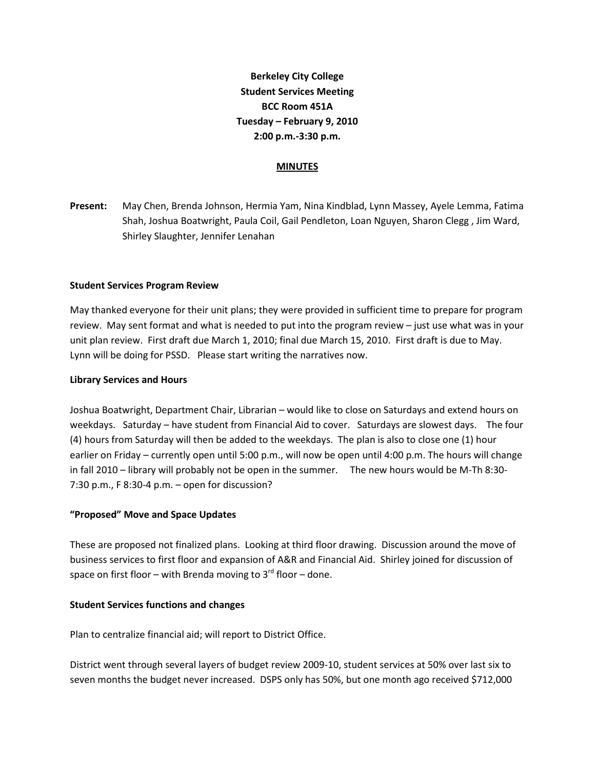**Berkeley City College**
**Student Services Meeting**
**BCC Room 451A**
**Tuesday – February 9, 2010**
**2:00 p.m.-3:30 p.m.**

**MINUTES**

**Present:** May Chen, Brenda Johnson, Hermia Yam, Nina Kindblad, Lynn Massey, Ayele Lemma, Fatima Shah, Joshua Boatwright, Paula Coil, Gail Pendleton, Loan Nguyen, Sharon Clegg , Jim Ward, Shirley Slaughter, Jennifer Lenahan

### Student Services Program Review

May thanked everyone for their unit plans; they were provided in sufficient time to prepare for program review. May sent format and what is needed to put into the program review – just use what was in your unit plan review. First draft due March 1, 2010; final due March 15, 2010. First draft is due to May. Lynn will be doing for PSSD. Please start writing the narratives now.

### Library Services and Hours

Joshua Boatwright, Department Chair, Librarian – would like to close on Saturdays and extend hours on weekdays. Saturday – have student from Financial Aid to cover. Saturdays are slowest days. The four (4) hours from Saturday will then be added to the weekdays. The plan is also to close one (1) hour earlier on Friday – currently open until 5:00 p.m., will now be open until 4:00 p.m. The hours will change in fall 2010 – library will probably not be open in the summer. The new hours would be M-Th 8:30-7:30 p.m., F 8:30-4 p.m. – open for discussion?

### "Proposed" Move and Space Updates

These are proposed not finalized plans. Looking at third floor drawing. Discussion around the move of business services to first floor and expansion of A&R and Financial Aid. Shirley joined for discussion of space on first floor – with Brenda moving to 3rd floor – done.

### Student Services functions and changes

Plan to centralize financial aid; will report to District Office.

District went through several layers of budget review 2009-10, student services at 50% over last six to seven months the budget never increased. DSPS only has 50%, but one month ago received $712,000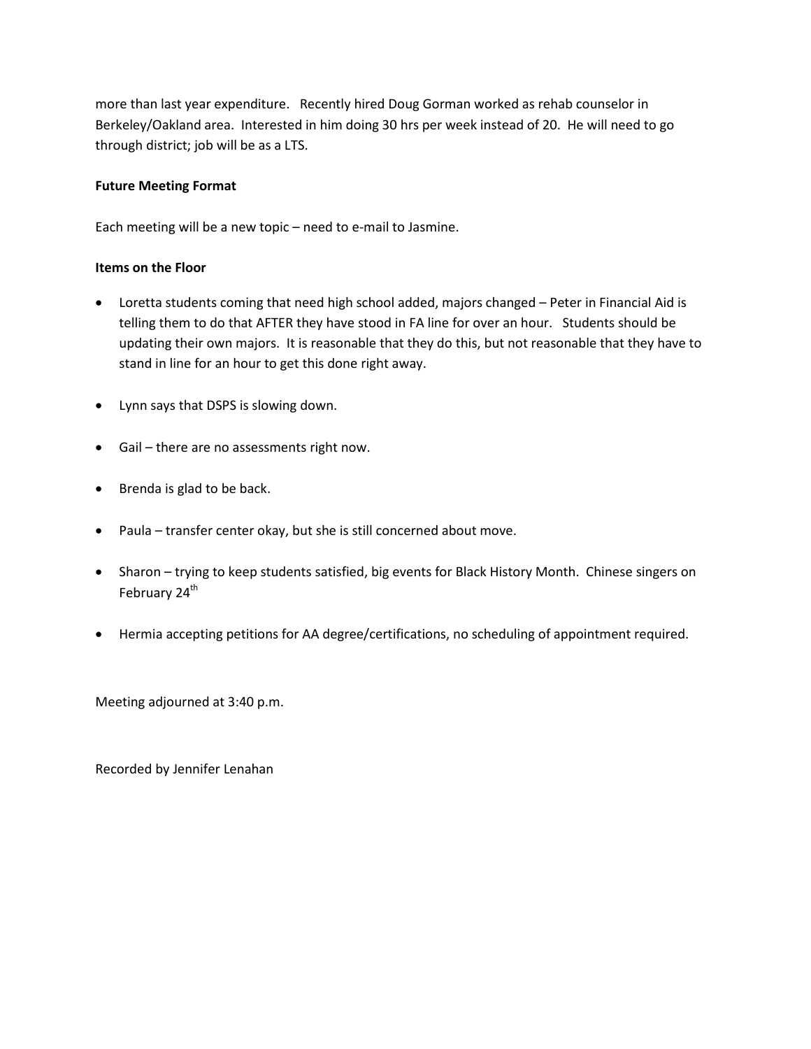more than last year expenditure. Recently hired Doug Gorman worked as rehab counselor in Berkeley/Oakland area. Interested in him doing 30 hrs per week instead of 20. He will need to go through district; job will be as a LTS.

**Future Meeting Format**

Each meeting will be a new topic – need to e-mail to Jasmine.

**Items on the Floor**

- Loretta students coming that need high school added, majors changed – Peter in Financial Aid is telling them to do that AFTER they have stood in FA line for over an hour. Students should be updating their own majors. It is reasonable that they do this, but not reasonable that they have to stand in line for an hour to get this done right away.
- Lynn says that DSPS is slowing down.
- Gail – there are no assessments right now.
- Brenda is glad to be back.
- Paula – transfer center okay, but she is still concerned about move.
- Sharon – trying to keep students satisfied, big events for Black History Month. Chinese singers on February 24th
- Hermia accepting petitions for AA degree/certifications, no scheduling of appointment required.

Meeting adjourned at 3:40 p.m.

Recorded by Jennifer Lenahan